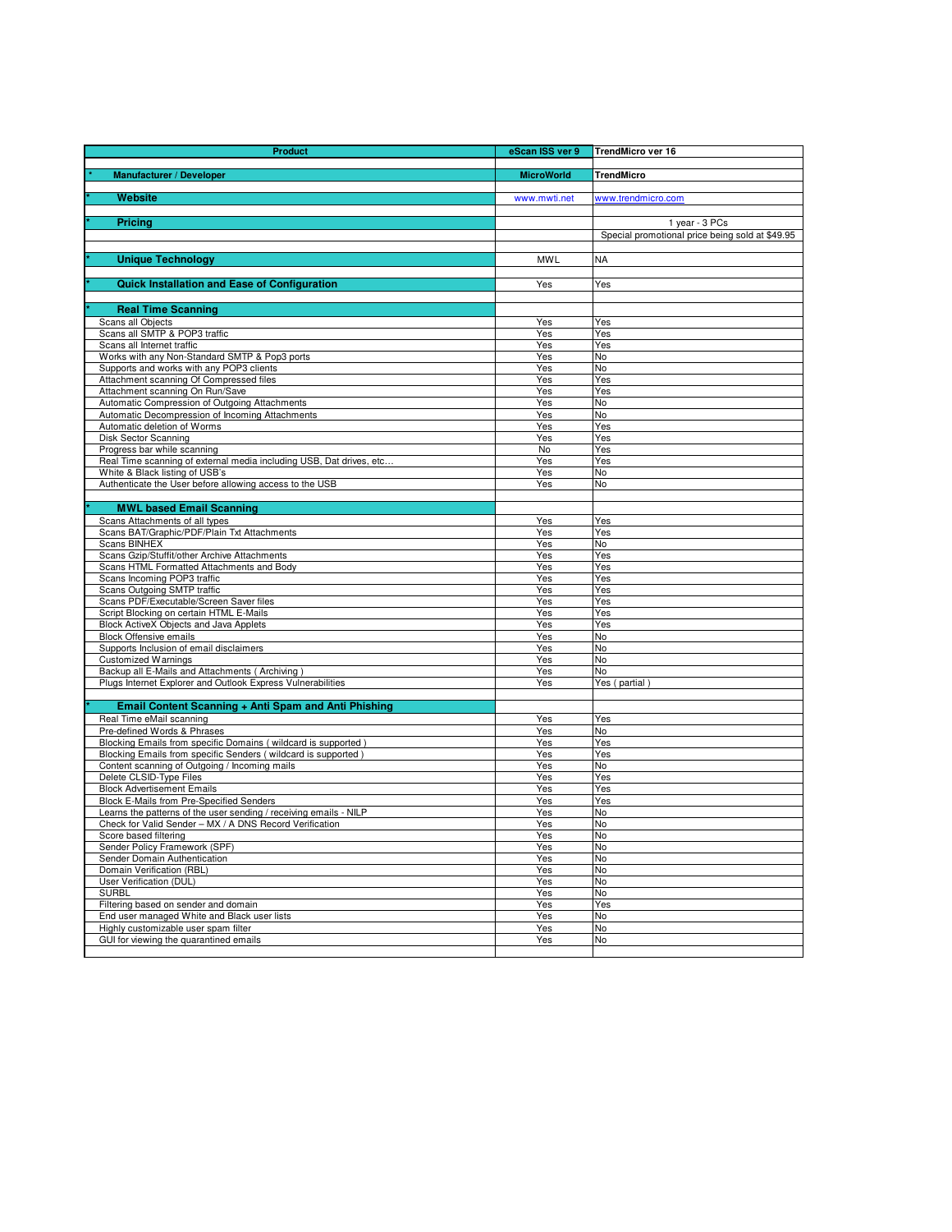| Product | eScan ISS ver 9 | TrendMicro ver 16 |
|---|---|---|
| * Manufacturer / Developer | MicroWorld | TrendMicro |
| * Website | www.mwti.net | www.trendmicro.com |
| * Pricing | | 1 year - 3 PCs |
| | | Special promotional price being sold at $49.95 |
| * Unique Technology | MWL | NA |
| * Quick Installation and Ease of Configuration | Yes | Yes |
| * Real Time Scanning | | |
| Scans all Objects | Yes | Yes |
| Scans all SMTP & POP3 traffic | Yes | Yes |
| Scans all Internet traffic | Yes | Yes |
| Works with any Non-Standard SMTP & Pop3 ports | Yes | No |
| Supports and works with any POP3 clients | Yes | No |
| Attachment scanning Of Compressed files | Yes | Yes |
| Attachment scanning On Run/Save | Yes | Yes |
| Automatic Compression of Outgoing Attachments | Yes | No |
| Automatic Decompression of Incoming Attachments | Yes | No |
| Automatic deletion of Worms | Yes | Yes |
| Disk Sector Scanning | Yes | Yes |
| Progress bar while scanning | No | Yes |
| Real Time scanning of external media including USB, Dat drives, etc… | Yes | Yes |
| White & Black listing of USB's | Yes | No |
| Authenticate the User before allowing access to the USB | Yes | No |
| * MWL based Email Scanning | | |
| Scans Attachments of all types | Yes | Yes |
| Scans BAT/Graphic/PDF/Plain Txt Attachments | Yes | Yes |
| Scans BINHEX | Yes | No |
| Scans Gzip/Stuffit/other Archive Attachments | Yes | Yes |
| Scans HTML Formatted Attachments and Body | Yes | Yes |
| Scans Incoming POP3 traffic | Yes | Yes |
| Scans Outgoing SMTP traffic | Yes | Yes |
| Scans PDF/Executable/Screen Saver files | Yes | Yes |
| Script Blocking on certain HTML E-Mails | Yes | Yes |
| Block ActiveX Objects and Java Applets | Yes | Yes |
| Block Offensive emails | Yes | No |
| Supports Inclusion of email disclaimers | Yes | No |
| Customized Warnings | Yes | No |
| Backup all E-Mails and Attachments ( Archiving ) | Yes | No |
| Plugs Internet Explorer and Outlook Express Vulnerabilities | Yes | Yes ( partial ) |
| * Email Content Scanning + Anti Spam and Anti Phishing | | |
| Real Time eMail scanning | Yes | Yes |
| Pre-defined Words & Phrases | Yes | No |
| Blocking Emails from specific Domains ( wildcard is supported ) | Yes | Yes |
| Blocking Emails from specific Senders ( wildcard is supported ) | Yes | Yes |
| Content scanning of Outgoing / Incoming mails | Yes | No |
| Delete CLSID-Type Files | Yes | Yes |
| Block Advertisement Emails | Yes | Yes |
| Block E-Mails from Pre-Specified Senders | Yes | Yes |
| Learns the patterns of the user sending / receiving emails - NILP | Yes | No |
| Check for Valid Sender – MX / A DNS Record Verification | Yes | No |
| Score based filtering | Yes | No |
| Sender Policy Framework (SPF) | Yes | No |
| Sender Domain Authentication | Yes | No |
| Domain Verification (RBL) | Yes | No |
| User Verification (DUL) | Yes | No |
| SURBL | Yes | No |
| Filtering based on sender and domain | Yes | Yes |
| End user managed White and Black user lists | Yes | No |
| Highly customizable user spam filter | Yes | No |
| GUI for viewing the quarantined emails | Yes | No |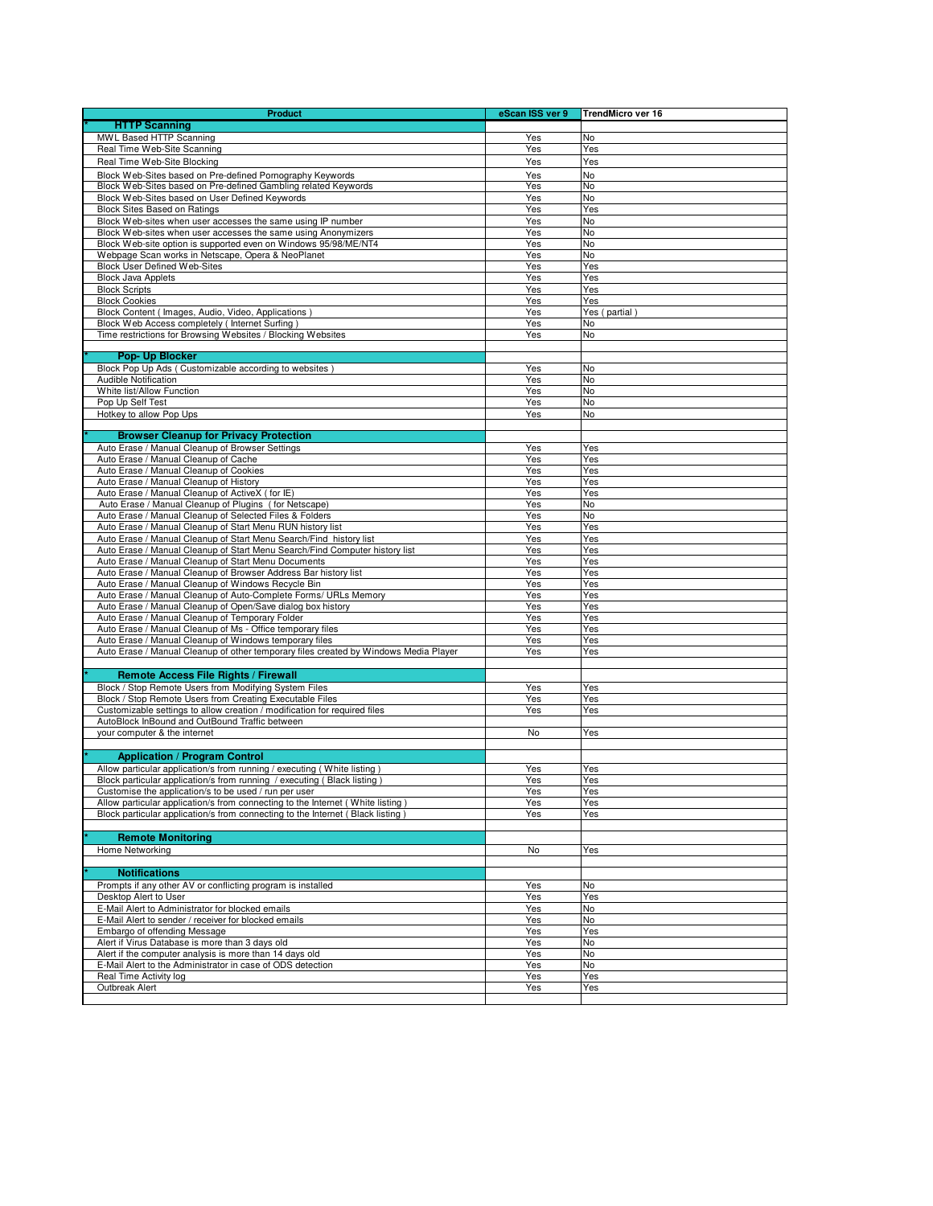| Product | eScan ISS ver 9 | TrendMicro ver 16 |
|---|---|---|
| * **HTTP Scanning** | | |
| MWL Based HTTP Scanning | Yes | No |
| Real Time Web-Site Scanning | Yes | Yes |
| Real Time Web-Site Blocking | Yes | Yes |
| Block Web-Sites based on Pre-defined Pornography Keywords | Yes | No |
| Block Web-Sites based on Pre-defined Gambling related Keywords | Yes | No |
| Block Web-Sites based on User Defined Keywords | Yes | No |
| Block Sites Based on Ratings | Yes | Yes |
| Block Web-sites when user accesses the same using IP number | Yes | No |
| Block Web-sites when user accesses the same using Anonymizers | Yes | No |
| Block Web-site option is supported even on Windows 95/98/ME/NT4 | Yes | No |
| Webpage Scan works in Netscape, Opera & NeoPlanet | Yes | No |
| Block User Defined Web-Sites | Yes | Yes |
| Block Java Applets | Yes | Yes |
| Block Scripts | Yes | Yes |
| Block Cookies | Yes | Yes |
| Block Content ( Images, Audio, Video, Applications ) | Yes | Yes ( partial ) |
| Block Web Access completely ( Internet Surfing ) | Yes | No |
| Time restrictions for Browsing Websites / Blocking Websites | Yes | No |
| | | |
| * **Pop- Up Blocker** | | |
| Block Pop Up Ads ( Customizable according to websites ) | Yes | No |
| Audible Notification | Yes | No |
| White list/Allow Function | Yes | No |
| Pop Up Self Test | Yes | No |
| Hotkey to allow Pop Ups | Yes | No |
| | | |
| * **Browser Cleanup for Privacy Protection** | | |
| Auto Erase / Manual Cleanup of Browser Settings | Yes | Yes |
| Auto Erase / Manual Cleanup of Cache | Yes | Yes |
| Auto Erase / Manual Cleanup of Cookies | Yes | Yes |
| Auto Erase / Manual Cleanup of History | Yes | Yes |
| Auto Erase / Manual Cleanup of ActiveX ( for IE) | Yes | Yes |
| Auto Erase / Manual Cleanup of Plugins ( for Netscape) | Yes | No |
| Auto Erase / Manual Cleanup of Selected Files & Folders | Yes | No |
| Auto Erase / Manual Cleanup of Start Menu RUN history list | Yes | Yes |
| Auto Erase / Manual Cleanup of Start Menu Search/Find history list | Yes | Yes |
| Auto Erase / Manual Cleanup of Start Menu Search/Find Computer history list | Yes | Yes |
| Auto Erase / Manual Cleanup of Start Menu Documents | Yes | Yes |
| Auto Erase / Manual Cleanup of Browser Address Bar history list | Yes | Yes |
| Auto Erase / Manual Cleanup of Windows Recycle Bin | Yes | Yes |
| Auto Erase / Manual Cleanup of Auto-Complete Forms/ URLs Memory | Yes | Yes |
| Auto Erase / Manual Cleanup of Open/Save dialog box history | Yes | Yes |
| Auto Erase / Manual Cleanup of Temporary Folder | Yes | Yes |
| Auto Erase / Manual Cleanup of Ms - Office temporary files | Yes | Yes |
| Auto Erase / Manual Cleanup of Windows temporary files | Yes | Yes |
| Auto Erase / Manual Cleanup of other temporary files created by Windows Media Player | Yes | Yes |
| | | |
| * **Remote Access File Rights / Firewall** | | |
| Block / Stop Remote Users from Modifying System Files | Yes | Yes |
| Block / Stop Remote Users from Creating Executable Files | Yes | Yes |
| Customizable settings to allow creation / modification for required files | Yes | Yes |
| AutoBlock InBound and OutBound Traffic between your computer & the internet | No | Yes |
| | | |
| * **Application / Program Control** | | |
| Allow particular application/s from running / executing ( White listing ) | Yes | Yes |
| Block particular application/s from running / executing ( Black listing ) | Yes | Yes |
| Customise the application/s to be used / run per user | Yes | Yes |
| Allow particular application/s from connecting to the Internet ( White listing ) | Yes | Yes |
| Block particular application/s from connecting to the Internet ( Black listing ) | Yes | Yes |
| | | |
| * **Remote Monitoring** | | |
| Home Networking | No | Yes |
| | | |
| * **Notifications** | | |
| Prompts if any other AV or conflicting program is installed | Yes | No |
| Desktop Alert to User | Yes | Yes |
| E-Mail Alert to Administrator for blocked emails | Yes | No |
| E-Mail Alert to sender / receiver for blocked emails | Yes | No |
| Embargo of offending Message | Yes | Yes |
| Alert if Virus Database is more than 3 days old | Yes | No |
| Alert if the computer analysis is more than 14 days old | Yes | No |
| E-Mail Alert to the Administrator in case of ODS detection | Yes | No |
| Real Time Activity log | Yes | Yes |
| Outbreak Alert | Yes | Yes |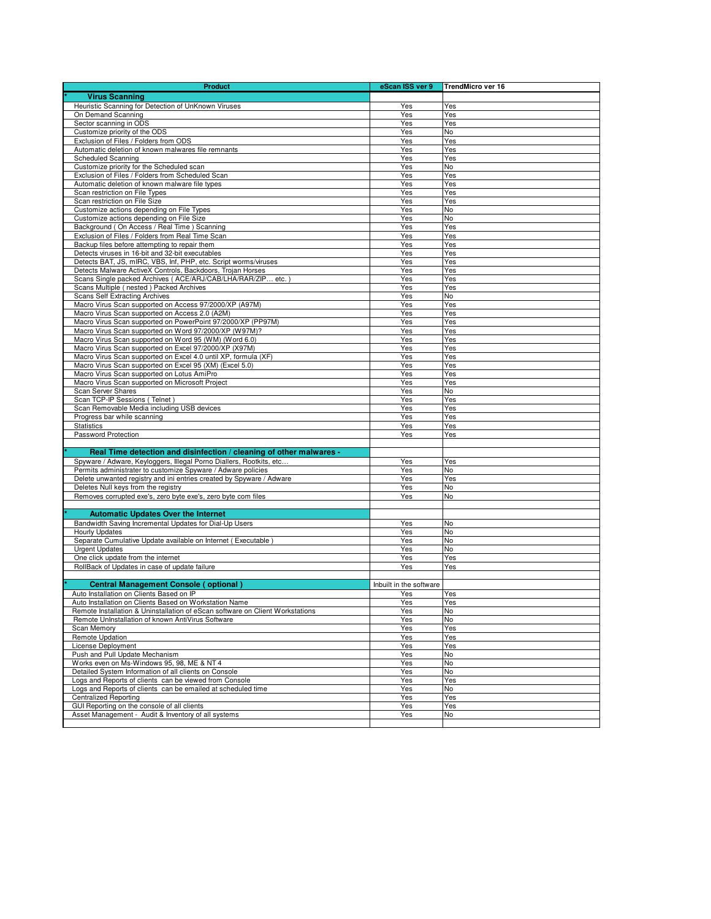| Product | eScan ISS ver 9 | TrendMicro ver 16 |
|---|---|---|
| * **Virus Scanning** | | |
| Heuristic Scanning for Detection of UnKnown Viruses | Yes | Yes |
| On Demand Scanning | Yes | Yes |
| Sector scanning in ODS | Yes | Yes |
| Customize priority of the ODS | Yes | No |
| Exclusion of Files / Folders from ODS | Yes | Yes |
| Automatic deletion of known malwares file remnants | Yes | Yes |
| Scheduled Scanning | Yes | Yes |
| Customize priority for the Scheduled scan | Yes | No |
| Exclusion of Files / Folders from Scheduled Scan | Yes | Yes |
| Automatic deletion of known malware file types | Yes | Yes |
| Scan restriction on File Types | Yes | Yes |
| Scan restriction on File Size | Yes | Yes |
| Customize actions depending on File Types | Yes | No |
| Customize actions depending on File Size | Yes | No |
| Background ( On Access / Real Time ) Scanning | Yes | Yes |
| Exclusion of Files / Folders from Real Time Scan | Yes | Yes |
| Backup files before attempting to repair them | Yes | Yes |
| Detects viruses in 16-bit and 32-bit executables | Yes | Yes |
| Detects BAT, JS, mIRC, VBS, Inf, PHP, etc. Script worms/viruses | Yes | Yes |
| Detects Malware ActiveX Controls, Backdoors, Trojan Horses | Yes | Yes |
| Scans Single packed Archives ( ACE/ARJ/CAB/LHA/RAR/ZIP… etc. ) | Yes | Yes |
| Scans Multiple ( nested ) Packed Archives | Yes | Yes |
| Scans Self Extracting Archives | Yes | No |
| Macro Virus Scan supported on Access 97/2000/XP (A97M) | Yes | Yes |
| Macro Virus Scan supported on Access 2.0 (A2M) | Yes | Yes |
| Macro Virus Scan supported on PowerPoint 97/2000/XP (PP97M) | Yes | Yes |
| Macro Virus Scan supported on Word 97/2000/XP (W97M)? | Yes | Yes |
| Macro Virus Scan supported on Word 95 (WM) (Word 6.0) | Yes | Yes |
| Macro Virus Scan supported on Excel 97/2000/XP (X97M) | Yes | Yes |
| Macro Virus Scan supported on Excel 4.0 until XP, formula (XF) | Yes | Yes |
| Macro Virus Scan supported on Excel 95 (XM) (Excel 5.0) | Yes | Yes |
| Macro Virus Scan supported on Lotus AmiPro | Yes | Yes |
| Macro Virus Scan supported on Microsoft Project | Yes | Yes |
| Scan Server Shares | Yes | No |
| Scan TCP-IP Sessions ( Telnet ) | Yes | Yes |
| Scan Removable Media including USB devices | Yes | Yes |
| Progress bar while scanning | Yes | Yes |
| Statistics | Yes | Yes |
| Password Protection | Yes | Yes |
| | | |
| * **Real Time detection and disinfection / cleaning of other malwares -** | | |
| Spyware / Adware, Keyloggers, Illegal Porno Diallers, Rootkits, etc… | Yes | Yes |
| Permits administrater to customize Spyware / Adware policies | Yes | No |
| Delete unwanted registry and ini entries created by Spyware / Adware | Yes | Yes |
| Deletes Null keys from the registry | Yes | No |
| Removes corrupted exe's, zero byte exe's, zero byte com files | Yes | No |
| | | |
| * **Automatic Updates Over the Internet** | | |
| Bandwidth Saving Incremental Updates for Dial-Up Users | Yes | No |
| Hourly Updates | Yes | No |
| Separate Cumulative Update available on Internet ( Executable ) | Yes | No |
| Urgent Updates | Yes | No |
| One click update from the internet | Yes | Yes |
| RollBack of Updates in case of update failure | Yes | Yes |
| | | |
| * **Central Management Console ( optional )** | Inbuilt in the software | |
| Auto Installation on Clients Based on IP | Yes | Yes |
| Auto Installation on Clients Based on Workstation Name | Yes | Yes |
| Remote Installation & Uninstallation of eScan software on Client Workstations | Yes | No |
| Remote UnInstallation of known AntiVirus Software | Yes | No |
| Scan Memory | Yes | Yes |
| Remote Updation | Yes | Yes |
| License Deployment | Yes | Yes |
| Push and Pull Update Mechanism | Yes | No |
| Works even on Ms-Windows 95, 98, ME & NT 4 | Yes | No |
| Detailed System Information of all clients on Console | Yes | No |
| Logs and Reports of clients can be viewed from Console | Yes | Yes |
| Logs and Reports of clients can be emailed at scheduled time | Yes | No |
| Centralized Reporting | Yes | Yes |
| GUI Reporting on the console of all clients | Yes | Yes |
| Asset Management - Audit & Inventory of all systems | Yes | No |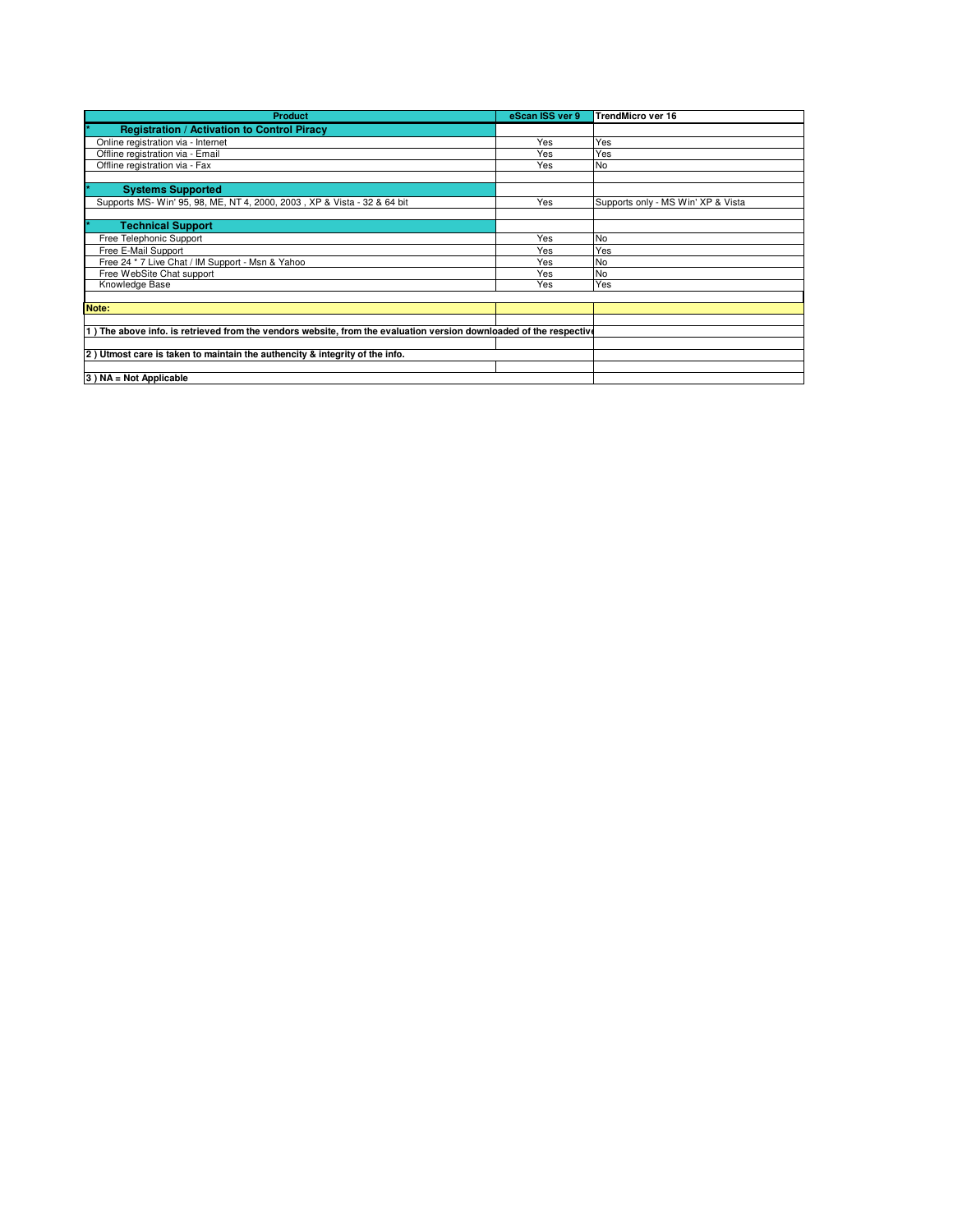| Product | eScan ISS ver 9 | TrendMicro ver 16 |
|---|---|---|
| * **Registration / Activation to Control Piracy** | | |
| Online registration via - Internet | Yes | Yes |
| Offline registration via - Email | Yes | Yes |
| Offline registration via - Fax | Yes | No |
| | | |
| * **Systems Supported** | | |
| Supports MS- Win' 95, 98, ME, NT 4, 2000, 2003 , XP & Vista - 32 & 64 bit | Yes | Supports only - MS Win' XP & Vista |
| | | |
| * **Technical Support** | | |
| Free Telephonic Support | Yes | No |
| Free E-Mail Support | Yes | Yes |
| Free 24 * 7 Live Chat / IM Support - Msn & Yahoo | Yes | No |
| Free WebSite Chat support | Yes | No |
| Knowledge Base | Yes | Yes |

**Note:**

**1 ) The above info. is retrieved from the vendors website, from the evaluation version downloaded of the respective**

**2 ) Utmost care is taken to maintain the authencity & integrity of the info.**

**3 ) NA = Not Applicable**